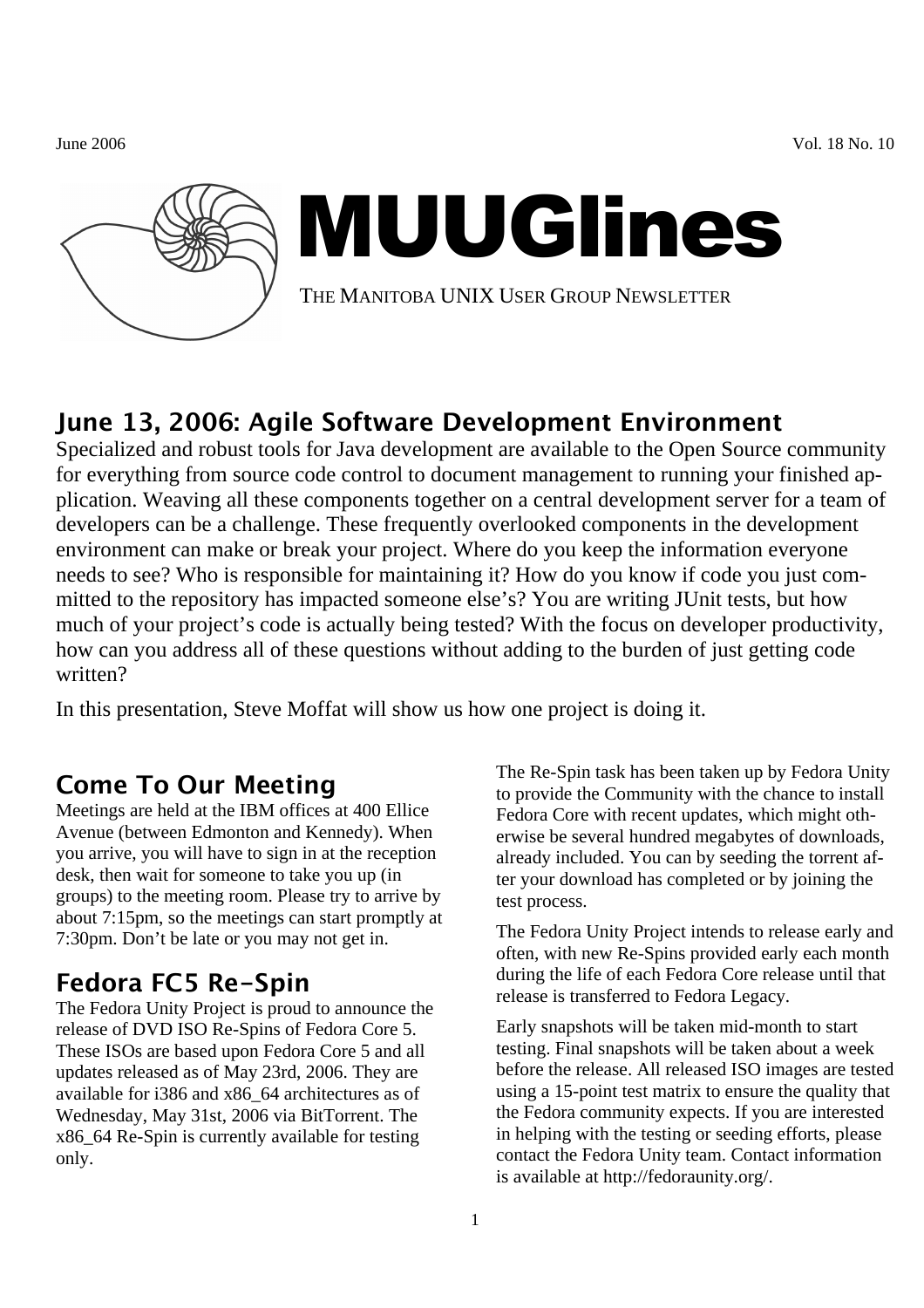June 2006 Vol. 18 No. 10

# MUUGlines

THE MANITOBA UNIX USER GROUP NEWSLETTER

## June 13, 2006: Agile Software Development Environment

Specialized and robust tools for Java development are available to the Open Source community for everything from source code control to document management to running your finished application. Weaving all these components together on a central development server for a team of developers can be a challenge. These frequently overlooked components in the development environment can make or break your project. Where do you keep the information everyone needs to see? Who is responsible for maintaining it? How do you know if code you just committed to the repository has impacted someone else's? You are writing JUnit tests, but how much of your project's code is actually being tested? With the focus on developer productivity, how can you address all of these questions without adding to the burden of just getting code written?

In this presentation, Steve Moffat will show us how one project is doing it.

## Come To Our Meeting

Meetings are held at the IBM offices at 400 Ellice Avenue (between Edmonton and Kennedy). When you arrive, you will have to sign in at the reception desk, then wait for someone to take you up (in groups) to the meeting room. Please try to arrive by about 7:15pm, so the meetings can start promptly at 7:30pm. Don't be late or you may not get in.

## Fedora FC5 Re-Spin

The Fedora Unity Project is proud to announce the release of DVD ISO Re-Spins of Fedora Core 5. These ISOs are based upon Fedora Core 5 and all updates released as of May 23rd, 2006. They are available for i386 and x86_64 architectures as of Wednesday, May 31st, 2006 via BitTorrent. The x86_64 Re-Spin is currently available for testing only.

The Re-Spin task has been taken up by Fedora Unity to provide the Community with the chance to install Fedora Core with recent updates, which might otherwise be several hundred megabytes of downloads, already included. You can by seeding the torrent after your download has completed or by joining the test process.

The Fedora Unity Project intends to release early and often, with new Re-Spins provided early each month during the life of each Fedora Core release until that release is transferred to Fedora Legacy.

Early snapshots will be taken mid-month to start testing. Final snapshots will be taken about a week before the release. All released ISO images are tested using a 15-point test matrix to ensure the quality that the Fedora community expects. If you are interested in helping with the testing or seeding efforts, please contact the Fedora Unity team. Contact information is available at http://fedoraunity.org/.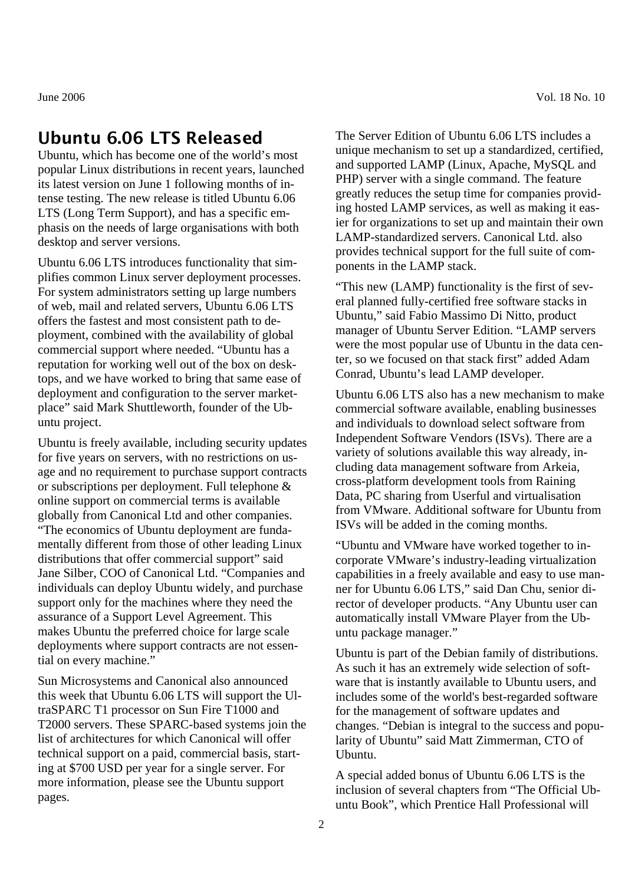## Ubuntu 6.06 LTS Released

Ubuntu, which has become one of the world's most popular Linux distributions in recent years, launched its latest version on June 1 following months of intense testing. The new release is titled Ubuntu 6.06 LTS (Long Term Support), and has a specific emphasis on the needs of large organisations with both desktop and server versions.

Ubuntu 6.06 LTS introduces functionality that simplifies common Linux server deployment processes. For system administrators setting up large numbers of web, mail and related servers, Ubuntu 6.06 LTS offers the fastest and most consistent path to deployment, combined with the availability of global commercial support where needed. "Ubuntu has a reputation for working well out of the box on desktops, and we have worked to bring that same ease of deployment and configuration to the server marketplace" said Mark Shuttleworth, founder of the Ubuntu project.

Ubuntu is freely available, including security updates for five years on servers, with no restrictions on usage and no requirement to purchase support contracts or subscriptions per deployment. Full telephone & online support on commercial terms is available globally from Canonical Ltd and other companies. "The economics of Ubuntu deployment are fundamentally different from those of other leading Linux distributions that offer commercial support" said Jane Silber, COO of Canonical Ltd. "Companies and individuals can deploy Ubuntu widely, and purchase support only for the machines where they need the assurance of a Support Level Agreement. This makes Ubuntu the preferred choice for large scale deployments where support contracts are not essential on every machine."

Sun Microsystems and Canonical also announced this week that Ubuntu 6.06 LTS will support the UltraSPARC T1 processor on Sun Fire T1000 and T2000 servers. These SPARC-based systems join the list of architectures for which Canonical will offer technical support on a paid, commercial basis, starting at $700 USD per year for a single server. For more information, please see the Ubuntu support pages.

The Server Edition of Ubuntu 6.06 LTS includes a unique mechanism to set up a standardized, certified, and supported LAMP (Linux, Apache, MySQL and PHP) server with a single command. The feature greatly reduces the setup time for companies providing hosted LAMP services, as well as making it easier for organizations to set up and maintain their own LAMP-standardized servers. Canonical Ltd. also provides technical support for the full suite of components in the LAMP stack.

"This new (LAMP) functionality is the first of several planned fully-certified free software stacks in Ubuntu," said Fabio Massimo Di Nitto, product manager of Ubuntu Server Edition. "LAMP servers were the most popular use of Ubuntu in the data center, so we focused on that stack first" added Adam Conrad, Ubuntu's lead LAMP developer.

Ubuntu 6.06 LTS also has a new mechanism to make commercial software available, enabling businesses and individuals to download select software from Independent Software Vendors (ISVs). There are a variety of solutions available this way already, including data management software from Arkeia, cross-platform development tools from Raining Data, PC sharing from Userful and virtualisation from VMware. Additional software for Ubuntu from ISVs will be added in the coming months.

"Ubuntu and VMware have worked together to incorporate VMware's industry-leading virtualization capabilities in a freely available and easy to use manner for Ubuntu 6.06 LTS," said Dan Chu, senior director of developer products. "Any Ubuntu user can automatically install VMware Player from the Ubuntu package manager."

Ubuntu is part of the Debian family of distributions. As such it has an extremely wide selection of software that is instantly available to Ubuntu users, and includes some of the world's best-regarded software for the management of software updates and changes. "Debian is integral to the success and popularity of Ubuntu" said Matt Zimmerman, CTO of Ubuntu.

A special added bonus of Ubuntu 6.06 LTS is the inclusion of several chapters from "The Official Ubuntu Book", which Prentice Hall Professional will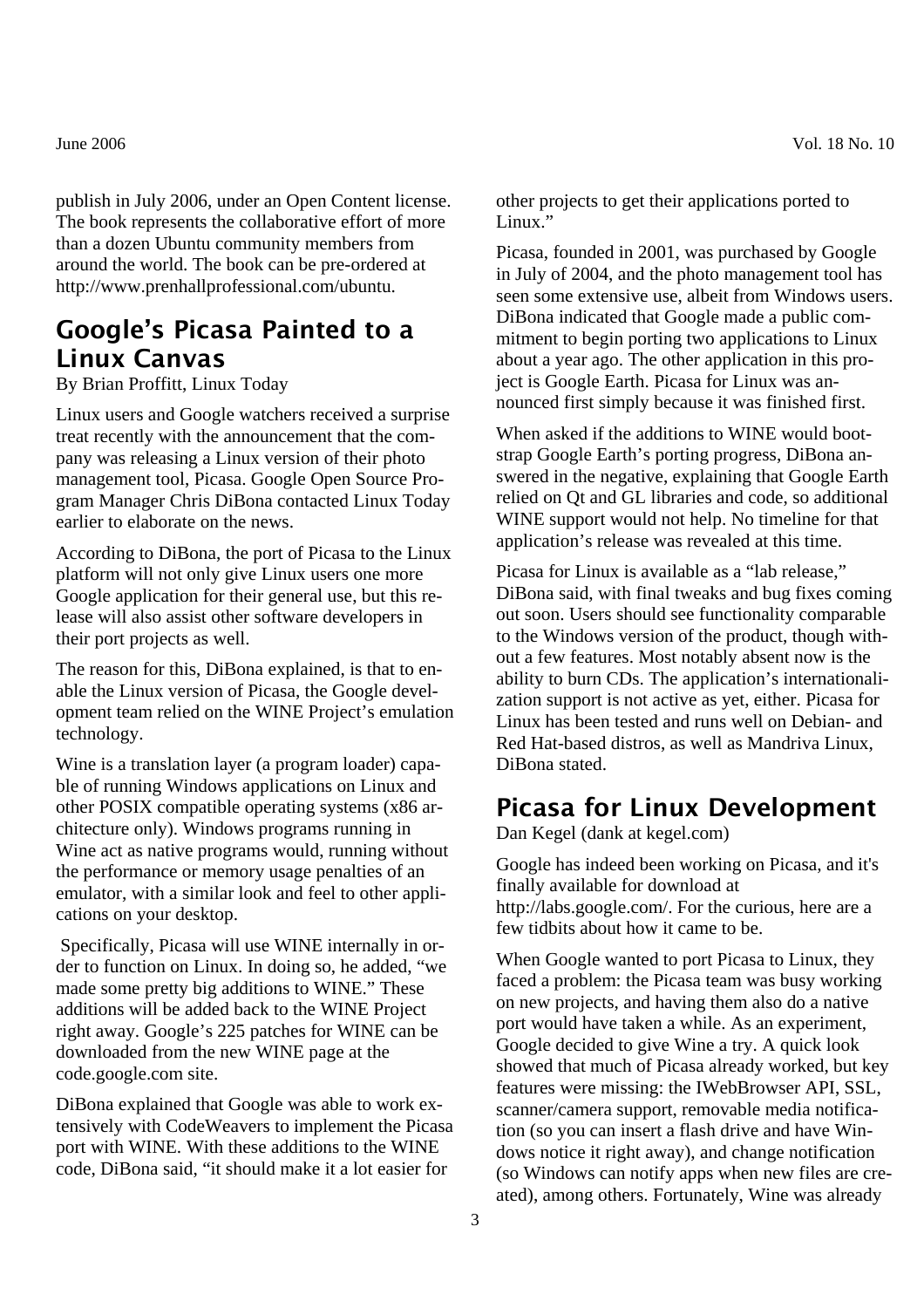publish in July 2006, under an Open Content license. The book represents the collaborative effort of more than a dozen Ubuntu community members from around the world. The book can be pre-ordered at http://www.prenhallprofessional.com/ubuntu.

## Google's Picasa Painted to a Linux Canvas

By Brian Proffitt, Linux Today

Linux users and Google watchers received a surprise treat recently with the announcement that the company was releasing a Linux version of their photo management tool, Picasa. Google Open Source Program Manager Chris DiBona contacted Linux Today earlier to elaborate on the news.

According to DiBona, the port of Picasa to the Linux platform will not only give Linux users one more Google application for their general use, but this release will also assist other software developers in their port projects as well.

The reason for this, DiBona explained, is that to enable the Linux version of Picasa, the Google development team relied on the WINE Project's emulation technology.

Wine is a translation layer (a program loader) capable of running Windows applications on Linux and other POSIX compatible operating systems (x86 architecture only). Windows programs running in Wine act as native programs would, running without the performance or memory usage penalties of an emulator, with a similar look and feel to other applications on your desktop.

Specifically, Picasa will use WINE internally in order to function on Linux. In doing so, he added, "we made some pretty big additions to WINE." These additions will be added back to the WINE Project right away. Google's 225 patches for WINE can be downloaded from the new WINE page at the code.google.com site.

DiBona explained that Google was able to work extensively with CodeWeavers to implement the Picasa port with WINE. With these additions to the WINE code, DiBona said, "it should make it a lot easier for other projects to get their applications ported to Linux."

Picasa, founded in 2001, was purchased by Google in July of 2004, and the photo management tool has seen some extensive use, albeit from Windows users. DiBona indicated that Google made a public commitment to begin porting two applications to Linux about a year ago. The other application in this project is Google Earth. Picasa for Linux was announced first simply because it was finished first.

When asked if the additions to WINE would bootstrap Google Earth's porting progress, DiBona answered in the negative, explaining that Google Earth relied on Qt and GL libraries and code, so additional WINE support would not help. No timeline for that application's release was revealed at this time.

Picasa for Linux is available as a "lab release," DiBona said, with final tweaks and bug fixes coming out soon. Users should see functionality comparable to the Windows version of the product, though without a few features. Most notably absent now is the ability to burn CDs. The application's internationalization support is not active as yet, either. Picasa for Linux has been tested and runs well on Debian- and Red Hat-based distros, as well as Mandriva Linux, DiBona stated.

## Picasa for Linux Development

Dan Kegel (dank at kegel.com)

Google has indeed been working on Picasa, and it's finally available for download at http://labs.google.com/. For the curious, here are a few tidbits about how it came to be.

When Google wanted to port Picasa to Linux, they faced a problem: the Picasa team was busy working on new projects, and having them also do a native port would have taken a while. As an experiment, Google decided to give Wine a try. A quick look showed that much of Picasa already worked, but key features were missing: the IWebBrowser API, SSL, scanner/camera support, removable media notification (so you can insert a flash drive and have Windows notice it right away), and change notification (so Windows can notify apps when new files are created), among others. Fortunately, Wine was already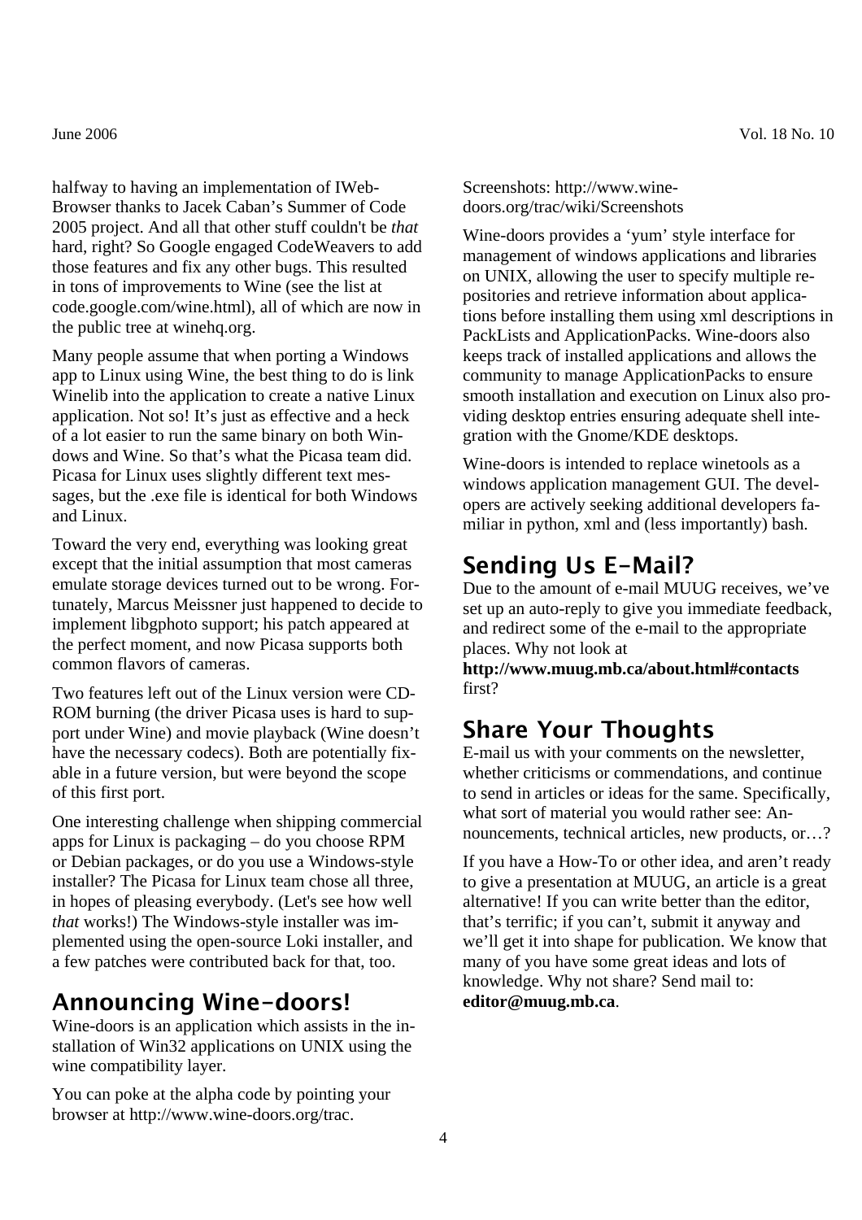halfway to having an implementation of IWebBrowser thanks to Jacek Caban's Summer of Code 2005 project. And all that other stuff couldn't be *that* hard, right? So Google engaged CodeWeavers to add those features and fix any other bugs. This resulted in tons of improvements to Wine (see the list at code.google.com/wine.html), all of which are now in the public tree at winehq.org.

Many people assume that when porting a Windows app to Linux using Wine, the best thing to do is link Winelib into the application to create a native Linux application. Not so! It's just as effective and a heck of a lot easier to run the same binary on both Windows and Wine. So that's what the Picasa team did. Picasa for Linux uses slightly different text messages, but the .exe file is identical for both Windows and Linux.

Toward the very end, everything was looking great except that the initial assumption that most cameras emulate storage devices turned out to be wrong. Fortunately, Marcus Meissner just happened to decide to implement libgphoto support; his patch appeared at the perfect moment, and now Picasa supports both common flavors of cameras.

Two features left out of the Linux version were CD-ROM burning (the driver Picasa uses is hard to support under Wine) and movie playback (Wine doesn't have the necessary codecs). Both are potentially fixable in a future version, but were beyond the scope of this first port.

One interesting challenge when shipping commercial apps for Linux is packaging – do you choose RPM or Debian packages, or do you use a Windows-style installer? The Picasa for Linux team chose all three, in hopes of pleasing everybody. (Let's see how well *that* works!) The Windows-style installer was implemented using the open-source Loki installer, and a few patches were contributed back for that, too.

## Announcing Wine-doors!

Wine-doors is an application which assists in the installation of Win32 applications on UNIX using the wine compatibility layer.

You can poke at the alpha code by pointing your browser at http://www.wine-doors.org/trac.

Screenshots: http://www.wine-doors.org/trac/wiki/Screenshots

Wine-doors provides a 'yum' style interface for management of windows applications and libraries on UNIX, allowing the user to specify multiple repositories and retrieve information about applications before installing them using xml descriptions in PackLists and ApplicationPacks. Wine-doors also keeps track of installed applications and allows the community to manage ApplicationPacks to ensure smooth installation and execution on Linux also providing desktop entries ensuring adequate shell integration with the Gnome/KDE desktops.

Wine-doors is intended to replace winetools as a windows application management GUI. The developers are actively seeking additional developers familiar in python, xml and (less importantly) bash.

## Sending Us E-Mail?

Due to the amount of e-mail MUUG receives, we've set up an auto-reply to give you immediate feedback, and redirect some of the e-mail to the appropriate places. Why not look at **http://www.muug.mb.ca/about.html#contacts** first?

## Share Your Thoughts

E-mail us with your comments on the newsletter, whether criticisms or commendations, and continue to send in articles or ideas for the same. Specifically, what sort of material you would rather see: Announcements, technical articles, new products, or…?

If you have a How-To or other idea, and aren't ready to give a presentation at MUUG, an article is a great alternative! If you can write better than the editor, that's terrific; if you can't, submit it anyway and we'll get it into shape for publication. We know that many of you have some great ideas and lots of knowledge. Why not share? Send mail to: **editor@muug.mb.ca**.